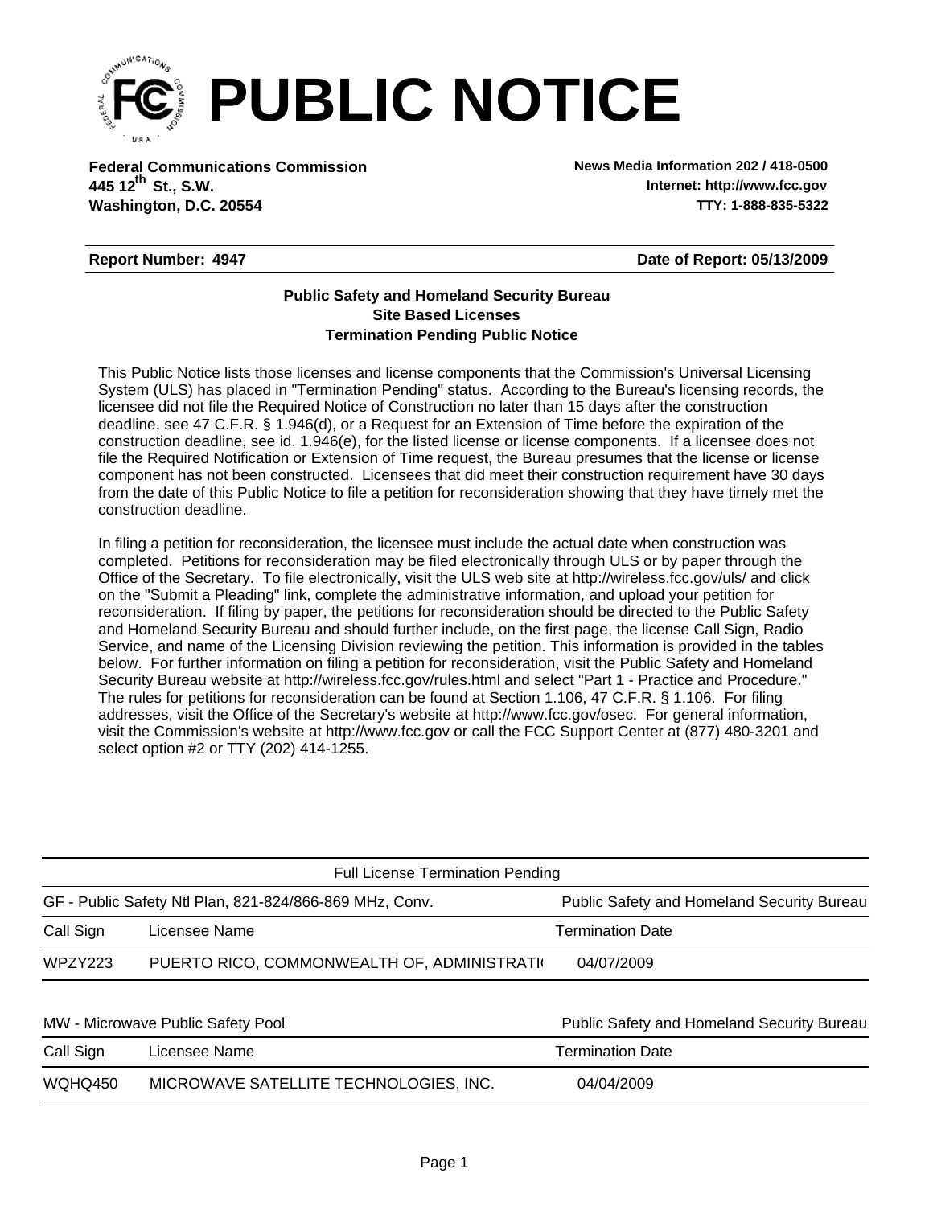# PUBLIC NOTICE

**Federal Communications Commission**
**445 12th St., S.W.**
**Washington, D.C. 20554**

**News Media Information 202 / 418-0500**
**Internet: http://www.fcc.gov**
**TTY: 1-888-835-5322**

**Report Number: 4947** **Date of Report: 05/13/2009**

**Public Safety and Homeland Security Bureau**
**Site Based Licenses**
**Termination Pending Public Notice**

This Public Notice lists those licenses and license components that the Commission's Universal Licensing System (ULS) has placed in "Termination Pending" status. According to the Bureau's licensing records, the licensee did not file the Required Notice of Construction no later than 15 days after the construction deadline, see 47 C.F.R. § 1.946(d), or a Request for an Extension of Time before the expiration of the construction deadline, see id. 1.946(e), for the listed license or license components. If a licensee does not file the Required Notification or Extension of Time request, the Bureau presumes that the license or license component has not been constructed. Licensees that did meet their construction requirement have 30 days from the date of this Public Notice to file a petition for reconsideration showing that they have timely met the construction deadline.

In filing a petition for reconsideration, the licensee must include the actual date when construction was completed. Petitions for reconsideration may be filed electronically through ULS or by paper through the Office of the Secretary. To file electronically, visit the ULS web site at http://wireless.fcc.gov/uls/ and click on the "Submit a Pleading" link, complete the administrative information, and upload your petition for reconsideration. If filing by paper, the petitions for reconsideration should be directed to the Public Safety and Homeland Security Bureau and should further include, on the first page, the license Call Sign, Radio Service, and name of the Licensing Division reviewing the petition. This information is provided in the tables below. For further information on filing a petition for reconsideration, visit the Public Safety and Homeland Security Bureau website at http://wireless.fcc.gov/rules.html and select "Part 1 - Practice and Procedure." The rules for petitions for reconsideration can be found at Section 1.106, 47 C.F.R. § 1.106. For filing addresses, visit the Office of the Secretary's website at http://www.fcc.gov/osec. For general information, visit the Commission's website at http://www.fcc.gov or call the FCC Support Center at (877) 480-3201 and select option #2 or TTY (202) 414-1255.

Full License Termination Pending

GF - Public Safety Ntl Plan, 821-824/866-869 MHz, Conv. — Public Safety and Homeland Security Bureau

| Call Sign | Licensee Name | Termination Date |
|---|---|---|
| WPZY223 | PUERTO RICO, COMMONWEALTH OF, ADMINISTRATI( | 04/07/2009 |

MW - Microwave Public Safety Pool — Public Safety and Homeland Security Bureau

| Call Sign | Licensee Name | Termination Date |
|---|---|---|
| WQHQ450 | MICROWAVE SATELLITE TECHNOLOGIES, INC. | 04/04/2009 |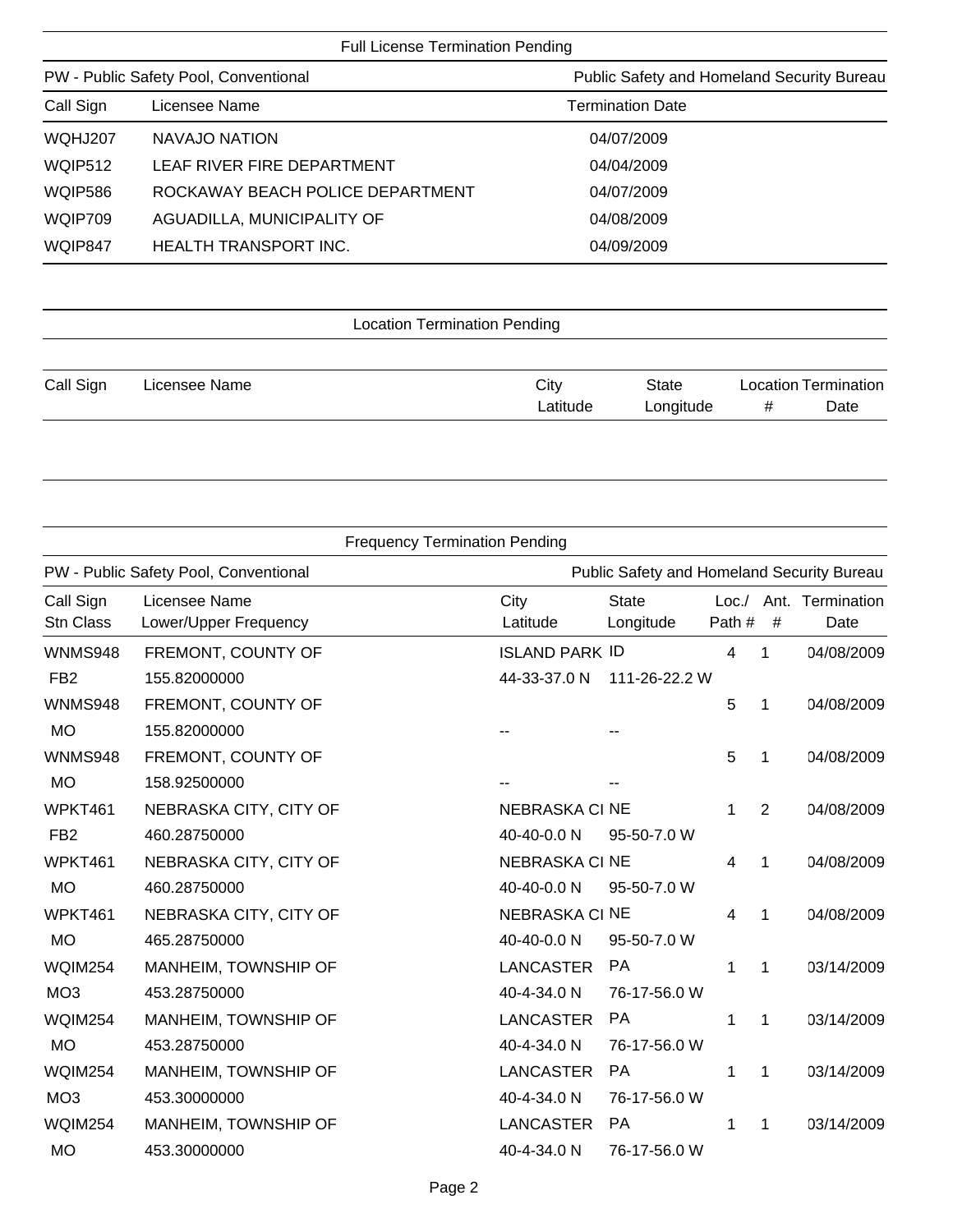## Full License Termination Pending

| PW - Public Safety Pool, Conventional | | Public Safety and Homeland Security Bureau |
|---|---|---|
| **Call Sign** | **Licensee Name** | **Termination Date** |
| WQHJ207 | NAVAJO NATION | 04/07/2009 |
| WQIP512 | LEAF RIVER FIRE DEPARTMENT | 04/04/2009 |
| WQIP586 | ROCKAWAY BEACH POLICE DEPARTMENT | 04/07/2009 |
| WQIP709 | AGUADILLA, MUNICIPALITY OF | 04/08/2009 |
| WQIP847 | HEALTH TRANSPORT INC. | 04/09/2009 |

## Location Termination Pending

| Call Sign | Licensee Name | City / Latitude | State / Longitude | Location # | Termination Date |
|---|---|---|---|---|---|

## Frequency Termination Pending

PW - Public Safety Pool, Conventional — Public Safety and Homeland Security Bureau

| Call Sign / Stn Class | Licensee Name / Lower/Upper Frequency | City / Latitude | State / Longitude | Loc./ Path # | Ant. # | Termination Date |
|---|---|---|---|---|---|---|
| WNMS948 | FREMONT, COUNTY OF | ISLAND PARK | ID | 4 | 1 | 04/08/2009 |
| FB2 | 155.82000000 | 44-33-37.0 N | 111-26-22.2 W | | | |
| WNMS948 | FREMONT, COUNTY OF | | | 5 | 1 | 04/08/2009 |
| MO | 155.82000000 | -- | -- | | | |
| WNMS948 | FREMONT, COUNTY OF | | | 5 | 1 | 04/08/2009 |
| MO | 158.92500000 | -- | -- | | | |
| WPKT461 | NEBRASKA CITY, CITY OF | NEBRASKA CI | NE | 1 | 2 | 04/08/2009 |
| FB2 | 460.28750000 | 40-40-0.0 N | 95-50-7.0 W | | | |
| WPKT461 | NEBRASKA CITY, CITY OF | NEBRASKA CI | NE | 4 | 1 | 04/08/2009 |
| MO | 460.28750000 | 40-40-0.0 N | 95-50-7.0 W | | | |
| WPKT461 | NEBRASKA CITY, CITY OF | NEBRASKA CI | NE | 4 | 1 | 04/08/2009 |
| MO | 465.28750000 | 40-40-0.0 N | 95-50-7.0 W | | | |
| WQIM254 | MANHEIM, TOWNSHIP OF | LANCASTER | PA | 1 | 1 | 03/14/2009 |
| MO3 | 453.28750000 | 40-4-34.0 N | 76-17-56.0 W | | | |
| WQIM254 | MANHEIM, TOWNSHIP OF | LANCASTER | PA | 1 | 1 | 03/14/2009 |
| MO | 453.28750000 | 40-4-34.0 N | 76-17-56.0 W | | | |
| WQIM254 | MANHEIM, TOWNSHIP OF | LANCASTER | PA | 1 | 1 | 03/14/2009 |
| MO3 | 453.30000000 | 40-4-34.0 N | 76-17-56.0 W | | | |
| WQIM254 | MANHEIM, TOWNSHIP OF | LANCASTER | PA | 1 | 1 | 03/14/2009 |
| MO | 453.30000000 | 40-4-34.0 N | 76-17-56.0 W | | | |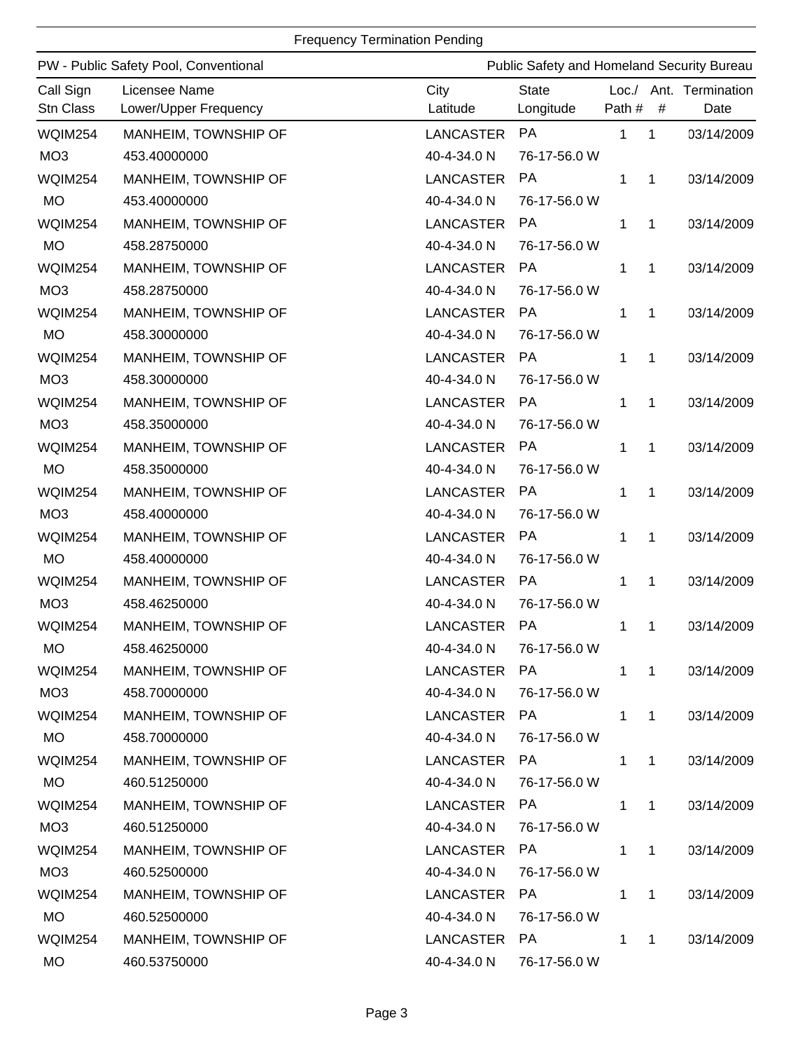Frequency Termination Pending

PW - Public Safety Pool, Conventional — Public Safety and Homeland Security Bureau

| Call Sign / Stn Class | Licensee Name / Lower/Upper Frequency | City / Latitude | State / Longitude | Loc./ Path # | Ant. # | Termination Date |
|---|---|---|---|---|---|---|
| WQIM254 | MANHEIM, TOWNSHIP OF | LANCASTER | PA | 1 | 1 | 03/14/2009 |
| MO3 | 453.40000000 | 40-4-34.0 N | 76-17-56.0 W | | | |
| WQIM254 | MANHEIM, TOWNSHIP OF | LANCASTER | PA | 1 | 1 | 03/14/2009 |
| MO | 453.40000000 | 40-4-34.0 N | 76-17-56.0 W | | | |
| WQIM254 | MANHEIM, TOWNSHIP OF | LANCASTER | PA | 1 | 1 | 03/14/2009 |
| MO | 458.28750000 | 40-4-34.0 N | 76-17-56.0 W | | | |
| WQIM254 | MANHEIM, TOWNSHIP OF | LANCASTER | PA | 1 | 1 | 03/14/2009 |
| MO3 | 458.28750000 | 40-4-34.0 N | 76-17-56.0 W | | | |
| WQIM254 | MANHEIM, TOWNSHIP OF | LANCASTER | PA | 1 | 1 | 03/14/2009 |
| MO | 458.30000000 | 40-4-34.0 N | 76-17-56.0 W | | | |
| WQIM254 | MANHEIM, TOWNSHIP OF | LANCASTER | PA | 1 | 1 | 03/14/2009 |
| MO3 | 458.30000000 | 40-4-34.0 N | 76-17-56.0 W | | | |
| WQIM254 | MANHEIM, TOWNSHIP OF | LANCASTER | PA | 1 | 1 | 03/14/2009 |
| MO3 | 458.35000000 | 40-4-34.0 N | 76-17-56.0 W | | | |
| WQIM254 | MANHEIM, TOWNSHIP OF | LANCASTER | PA | 1 | 1 | 03/14/2009 |
| MO | 458.35000000 | 40-4-34.0 N | 76-17-56.0 W | | | |
| WQIM254 | MANHEIM, TOWNSHIP OF | LANCASTER | PA | 1 | 1 | 03/14/2009 |
| MO3 | 458.40000000 | 40-4-34.0 N | 76-17-56.0 W | | | |
| WQIM254 | MANHEIM, TOWNSHIP OF | LANCASTER | PA | 1 | 1 | 03/14/2009 |
| MO | 458.40000000 | 40-4-34.0 N | 76-17-56.0 W | | | |
| WQIM254 | MANHEIM, TOWNSHIP OF | LANCASTER | PA | 1 | 1 | 03/14/2009 |
| MO3 | 458.46250000 | 40-4-34.0 N | 76-17-56.0 W | | | |
| WQIM254 | MANHEIM, TOWNSHIP OF | LANCASTER | PA | 1 | 1 | 03/14/2009 |
| MO | 458.46250000 | 40-4-34.0 N | 76-17-56.0 W | | | |
| WQIM254 | MANHEIM, TOWNSHIP OF | LANCASTER | PA | 1 | 1 | 03/14/2009 |
| MO3 | 458.70000000 | 40-4-34.0 N | 76-17-56.0 W | | | |
| WQIM254 | MANHEIM, TOWNSHIP OF | LANCASTER | PA | 1 | 1 | 03/14/2009 |
| MO | 458.70000000 | 40-4-34.0 N | 76-17-56.0 W | | | |
| WQIM254 | MANHEIM, TOWNSHIP OF | LANCASTER | PA | 1 | 1 | 03/14/2009 |
| MO | 460.51250000 | 40-4-34.0 N | 76-17-56.0 W | | | |
| WQIM254 | MANHEIM, TOWNSHIP OF | LANCASTER | PA | 1 | 1 | 03/14/2009 |
| MO3 | 460.51250000 | 40-4-34.0 N | 76-17-56.0 W | | | |
| WQIM254 | MANHEIM, TOWNSHIP OF | LANCASTER | PA | 1 | 1 | 03/14/2009 |
| MO3 | 460.52500000 | 40-4-34.0 N | 76-17-56.0 W | | | |
| WQIM254 | MANHEIM, TOWNSHIP OF | LANCASTER | PA | 1 | 1 | 03/14/2009 |
| MO | 460.52500000 | 40-4-34.0 N | 76-17-56.0 W | | | |
| WQIM254 | MANHEIM, TOWNSHIP OF | LANCASTER | PA | 1 | 1 | 03/14/2009 |
| MO | 460.53750000 | 40-4-34.0 N | 76-17-56.0 W | | | |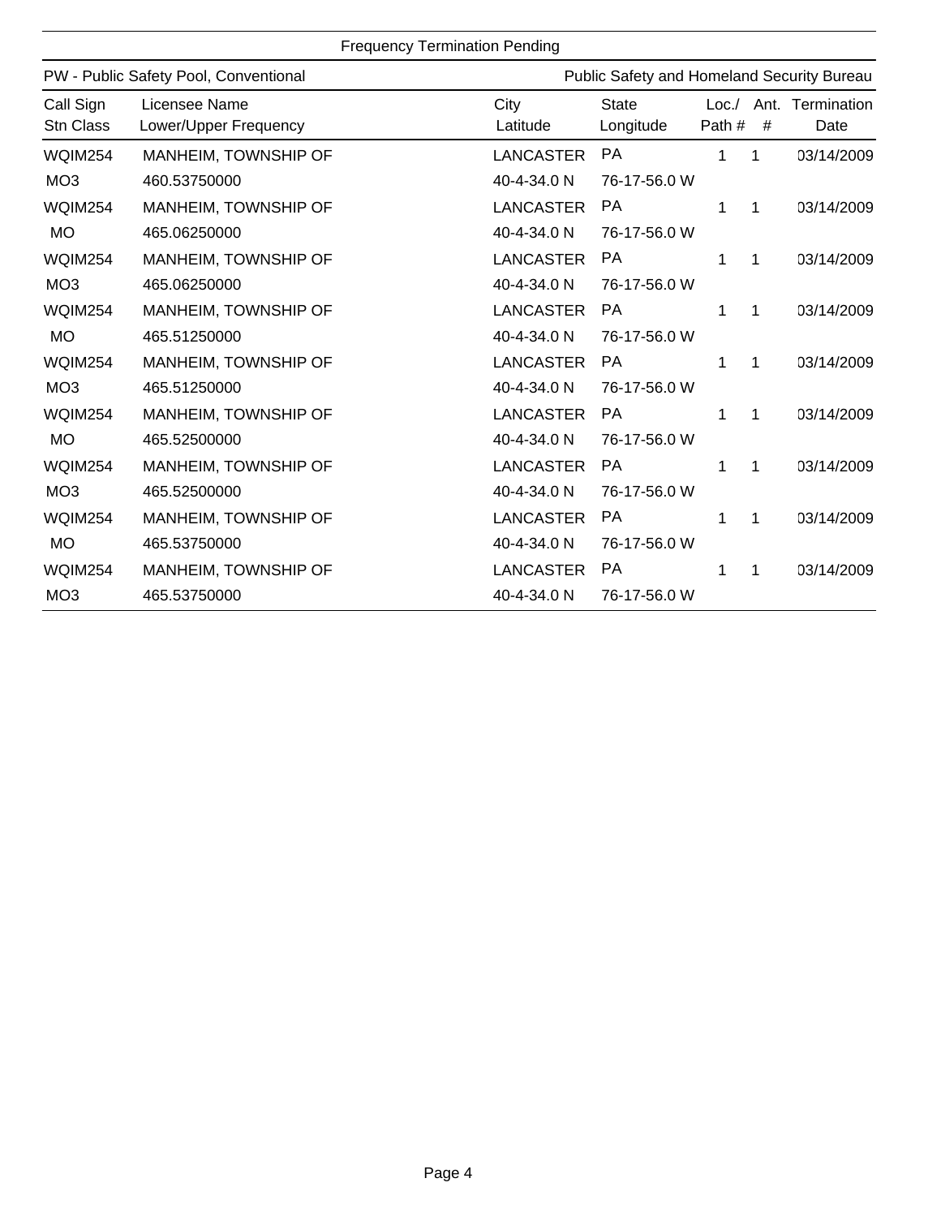Frequency Termination Pending

PW - Public Safety Pool, Conventional | Public Safety and Homeland Security Bureau

| Call Sign<br>Stn Class | Licensee Name<br>Lower/Upper Frequency | City<br>Latitude | State<br>Longitude | Loc./<br>Path # | Ant.<br># | Termination<br>Date |
|---|---|---|---|---|---|---|
| WQIM254<br>MO3 | MANHEIM, TOWNSHIP OF<br>460.53750000 | LANCASTER<br>40-4-34.0 N | PA<br>76-17-56.0 W | 1 | 1 | 03/14/2009 |
| WQIM254<br>MO | MANHEIM, TOWNSHIP OF<br>465.06250000 | LANCASTER<br>40-4-34.0 N | PA<br>76-17-56.0 W | 1 | 1 | 03/14/2009 |
| WQIM254<br>MO3 | MANHEIM, TOWNSHIP OF<br>465.06250000 | LANCASTER<br>40-4-34.0 N | PA<br>76-17-56.0 W | 1 | 1 | 03/14/2009 |
| WQIM254<br>MO | MANHEIM, TOWNSHIP OF<br>465.51250000 | LANCASTER<br>40-4-34.0 N | PA<br>76-17-56.0 W | 1 | 1 | 03/14/2009 |
| WQIM254<br>MO3 | MANHEIM, TOWNSHIP OF<br>465.51250000 | LANCASTER<br>40-4-34.0 N | PA<br>76-17-56.0 W | 1 | 1 | 03/14/2009 |
| WQIM254<br>MO | MANHEIM, TOWNSHIP OF<br>465.52500000 | LANCASTER<br>40-4-34.0 N | PA<br>76-17-56.0 W | 1 | 1 | 03/14/2009 |
| WQIM254<br>MO3 | MANHEIM, TOWNSHIP OF<br>465.52500000 | LANCASTER<br>40-4-34.0 N | PA<br>76-17-56.0 W | 1 | 1 | 03/14/2009 |
| WQIM254<br>MO | MANHEIM, TOWNSHIP OF<br>465.53750000 | LANCASTER<br>40-4-34.0 N | PA<br>76-17-56.0 W | 1 | 1 | 03/14/2009 |
| WQIM254<br>MO3 | MANHEIM, TOWNSHIP OF<br>465.53750000 | LANCASTER<br>40-4-34.0 N | PA<br>76-17-56.0 W | 1 | 1 | 03/14/2009 |